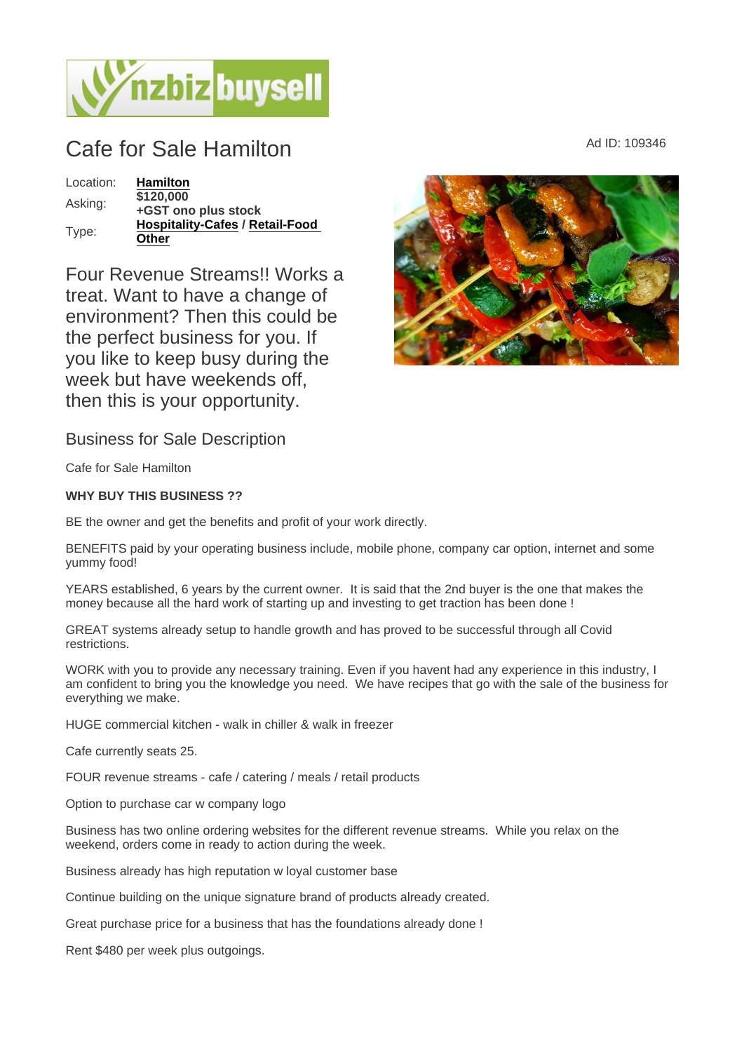# Cafe for Sale Hamilton

Ad ID: 109346

| Location: | **Hamilton** |
| --- | --- |
| Asking: | **$120,000 +GST ono plus stock** |
| Type: | **Hospitality-Cafes / Retail-Food Other** |

Four Revenue Streams!! Works a treat. Want to have a change of environment? Then this could be the perfect business for you. If you like to keep busy during the week but have weekends off, then this is your opportunity.

## Business for Sale Description

Cafe for Sale Hamilton

**WHY BUY THIS BUSINESS ??**

BE the owner and get the benefits and profit of your work directly.

BENEFITS paid by your operating business include, mobile phone, company car option, internet and some yummy food!

YEARS established, 6 years by the current owner. It is said that the 2nd buyer is the one that makes the money because all the hard work of starting up and investing to get traction has been done !

GREAT systems already setup to handle growth and has proved to be successful through all Covid restrictions.

WORK with you to provide any necessary training. Even if you havent had any experience in this industry, I am confident to bring you the knowledge you need. We have recipes that go with the sale of the business for everything we make.

HUGE commercial kitchen - walk in chiller & walk in freezer

Cafe currently seats 25.

FOUR revenue streams - cafe / catering / meals / retail products

Option to purchase car w company logo

Business has two online ordering websites for the different revenue streams. While you relax on the weekend, orders come in ready to action during the week.

Business already has high reputation w loyal customer base

Continue building on the unique signature brand of products already created.

Great purchase price for a business that has the foundations already done !

Rent $480 per week plus outgoings.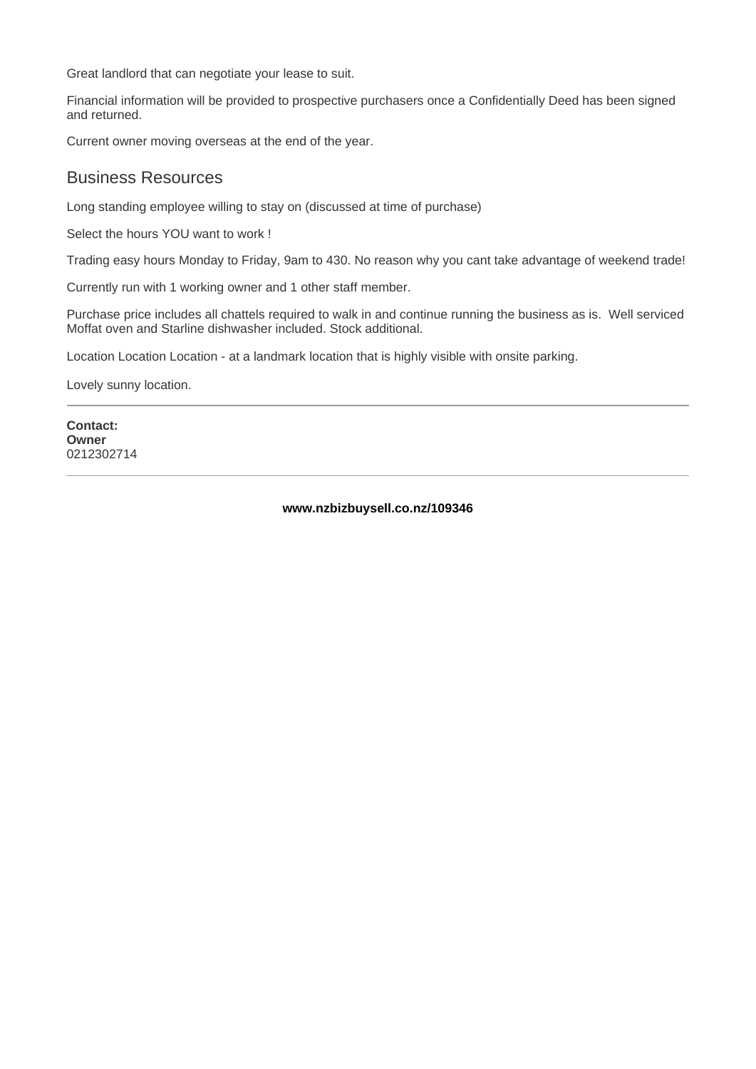Great landlord that can negotiate your lease to suit.

Financial information will be provided to prospective purchasers once a Confidentially Deed has been signed and returned.

Current owner moving overseas at the end of the year.

## Business Resources

Long standing employee willing to stay on (discussed at time of purchase)

Select the hours YOU want to work !

Trading easy hours Monday to Friday, 9am to 430. No reason why you cant take advantage of weekend trade!

Currently run with 1 working owner and 1 other staff member.

Purchase price includes all chattels required to walk in and continue running the business as is. Well serviced Moffat oven and Starline dishwasher included. Stock additional.

Location Location Location - at a landmark location that is highly visible with onsite parking.

Lovely sunny location.

---

**Contact:**
**Owner**
0212302714

---

**www.nzbizbuysell.co.nz/109346**